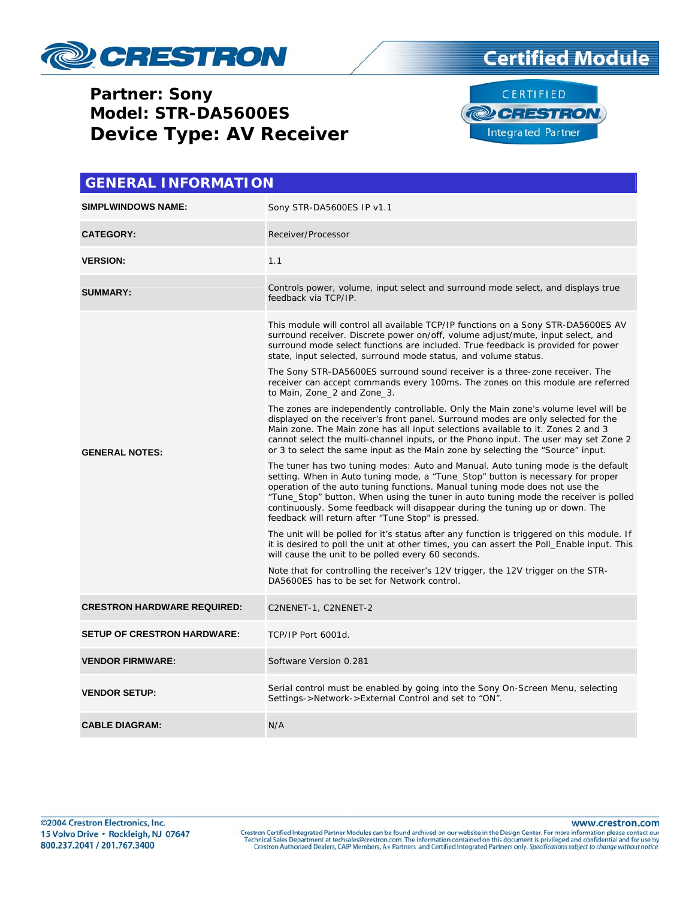# Partner: Sony
# Model: STR-DA5600ES
# Device Type: AV Receiver

## GENERAL INFORMATION

| | |
|---|---|
| **SIMPLWINDOWS NAME:** | Sony STR-DA5600ES IP v1.1 |
| **CATEGORY:** | Receiver/Processor |
| **VERSION:** | 1.1 |
| **SUMMARY:** | Controls power, volume, input select and surround mode select, and displays true feedback via TCP/IP. |
| **GENERAL NOTES:** | This module will control all available TCP/IP functions on a Sony STR-DA5600ES AV surround receiver. Discrete power on/off, volume adjust/mute, input select, and surround mode select functions are included. True feedback is provided for power state, input selected, surround mode status, and volume status.<br><br>The Sony STR-DA5600ES surround sound receiver is a three-zone receiver. The receiver can accept commands every 100ms. The zones on this module are referred to Main, Zone_2 and Zone_3.<br><br>The zones are independently controllable. Only the Main zone's volume level will be displayed on the receiver's front panel. Surround modes are only selected for the Main zone. The Main zone has all input selections available to it. Zones 2 and 3 cannot select the multi-channel inputs, or the Phono input. The user may set Zone 2 or 3 to select the same input as the Main zone by selecting the "Source" input.<br><br>The tuner has two tuning modes: Auto and Manual. Auto tuning mode is the default setting. When in Auto tuning mode, a "Tune_Stop" button is necessary for proper operation of the auto tuning functions. Manual tuning mode does not use the "Tune_Stop" button. When using the tuner in auto tuning mode the receiver is polled continuously. Some feedback will disappear during the tuning up or down. The feedback will return after "Tune Stop" is pressed.<br><br>The unit will be polled for it's status after any function is triggered on this module. If it is desired to poll the unit at other times, you can assert the Poll_Enable input. This will cause the unit to be polled every 60 seconds.<br><br>Note that for controlling the receiver's 12V trigger, the 12V trigger on the STR-DA5600ES has to be set for Network control. |
| **CRESTRON HARDWARE REQUIRED:** | C2NENET-1, C2NENET-2 |
| **SETUP OF CRESTRON HARDWARE:** | TCP/IP Port 6001d. |
| **VENDOR FIRMWARE:** | Software Version 0.281 |
| **VENDOR SETUP:** | Serial control must be enabled by going into the Sony On-Screen Menu, selecting Settings->Network->External Control and set to "ON". |
| **CABLE DIAGRAM:** | N/A |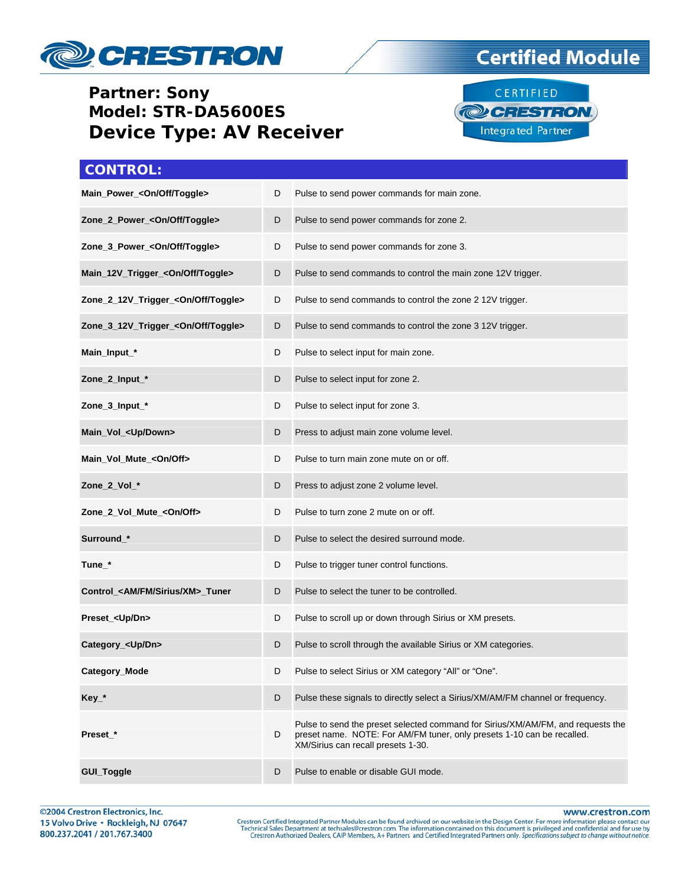**Partner: Sony**
**Model: STR-DA5600ES**
**Device Type: AV Receiver**

## CONTROL:

| | | |
|---|---|---|
| **Main_Power_<On/Off/Toggle>** | D | Pulse to send power commands for main zone. |
| **Zone_2_Power_<On/Off/Toggle>** | D | Pulse to send power commands for zone 2. |
| **Zone_3_Power_<On/Off/Toggle>** | D | Pulse to send power commands for zone 3. |
| **Main_12V_Trigger_<On/Off/Toggle>** | D | Pulse to send commands to control the main zone 12V trigger. |
| **Zone_2_12V_Trigger_<On/Off/Toggle>** | D | Pulse to send commands to control the zone 2 12V trigger. |
| **Zone_3_12V_Trigger_<On/Off/Toggle>** | D | Pulse to send commands to control the zone 3 12V trigger. |
| **Main_Input_*** | D | Pulse to select input for main zone. |
| **Zone_2_Input_*** | D | Pulse to select input for zone 2. |
| **Zone_3_Input_*** | D | Pulse to select input for zone 3. |
| **Main_Vol_<Up/Down>** | D | Press to adjust main zone volume level. |
| **Main_Vol_Mute_<On/Off>** | D | Pulse to turn main zone mute on or off. |
| **Zone_2_Vol_*** | D | Press to adjust zone 2 volume level. |
| **Zone_2_Vol_Mute_<On/Off>** | D | Pulse to turn zone 2 mute on or off. |
| **Surround_*** | D | Pulse to select the desired surround mode. |
| **Tune_*** | D | Pulse to trigger tuner control functions. |
| **Control_<AM/FM/Sirius/XM>_Tuner** | D | Pulse to select the tuner to be controlled. |
| **Preset_<Up/Dn>** | D | Pulse to scroll up or down through Sirius or XM presets. |
| **Category_<Up/Dn>** | D | Pulse to scroll through the available Sirius or XM categories. |
| **Category_Mode** | D | Pulse to select Sirius or XM category "All" or "One". |
| **Key_*** | D | Pulse these signals to directly select a Sirius/XM/AM/FM channel or frequency. |
| **Preset_*** | D | Pulse to send the preset selected command for Sirius/XM/AM/FM, and requests the preset name. NOTE: For AM/FM tuner, only presets 1-10 can be recalled. XM/Sirius can recall presets 1-30. |
| **GUI_Toggle** | D | Pulse to enable or disable GUI mode. |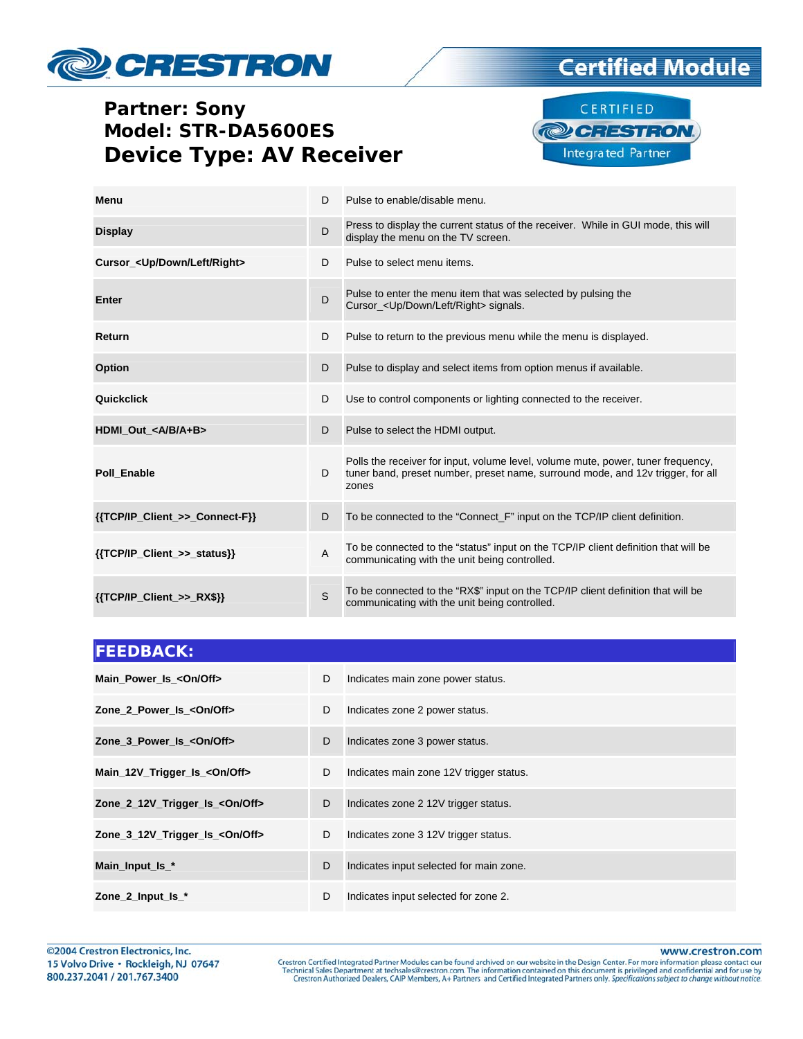**Partner: Sony**
**Model: STR-DA5600ES**
**Device Type: AV Receiver**

| | | |
|---|---|---|
| **Menu** | D | Pulse to enable/disable menu. |
| **Display** | D | Press to display the current status of the receiver. While in GUI mode, this will display the menu on the TV screen. |
| **Cursor_<Up/Down/Left/Right>** | D | Pulse to select menu items. |
| **Enter** | D | Pulse to enter the menu item that was selected by pulsing the Cursor_<Up/Down/Left/Right> signals. |
| **Return** | D | Pulse to return to the previous menu while the menu is displayed. |
| **Option** | D | Pulse to display and select items from option menus if available. |
| **Quickclick** | D | Use to control components or lighting connected to the receiver. |
| **HDMI_Out_<A/B/A+B>** | D | Pulse to select the HDMI output. |
| **Poll_Enable** | D | Polls the receiver for input, volume level, volume mute, power, tuner frequency, tuner band, preset number, preset name, surround mode, and 12v trigger, for all zones |
| **{{TCP/IP_Client_>>_Connect-F}}** | D | To be connected to the “Connect_F” input on the TCP/IP client definition. |
| **{{TCP/IP_Client_>>_status}}** | A | To be connected to the “status” input on the TCP/IP client definition that will be communicating with the unit being controlled. |
| **{{TCP/IP_Client_>>_RX$}}** | S | To be connected to the “RX$” input on the TCP/IP client definition that will be communicating with the unit being controlled. |

## FEEDBACK:

| | | |
|---|---|---|
| **Main_Power_Is_<On/Off>** | D | Indicates main zone power status. |
| **Zone_2_Power_Is_<On/Off>** | D | Indicates zone 2 power status. |
| **Zone_3_Power_Is_<On/Off>** | D | Indicates zone 3 power status. |
| **Main_12V_Trigger_Is_<On/Off>** | D | Indicates main zone 12V trigger status. |
| **Zone_2_12V_Trigger_Is_<On/Off>** | D | Indicates zone 2 12V trigger status. |
| **Zone_3_12V_Trigger_Is_<On/Off>** | D | Indicates zone 3 12V trigger status. |
| **Main_Input_Is_*** | D | Indicates input selected for main zone. |
| **Zone_2_Input_Is_*** | D | Indicates input selected for zone 2. |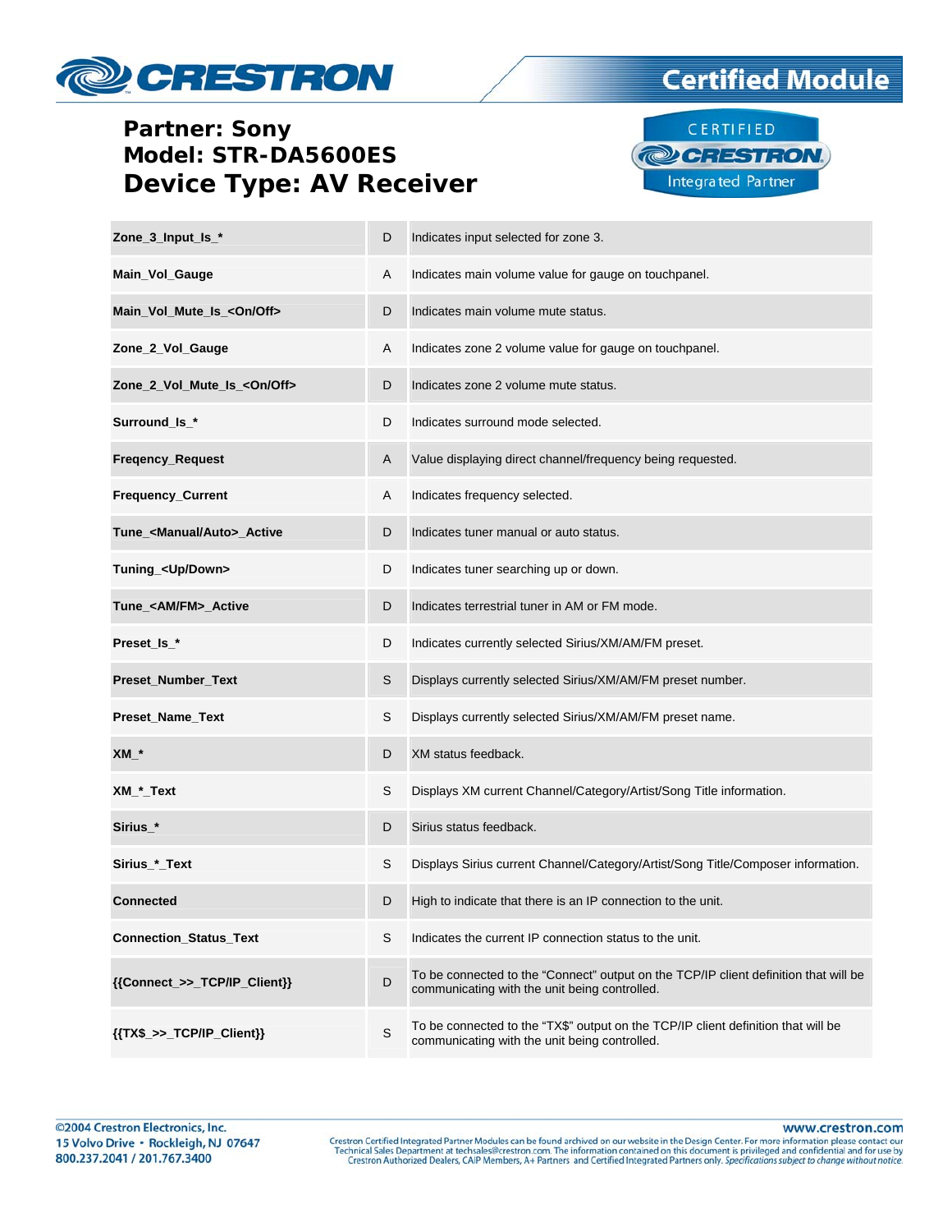**Partner: Sony**
**Model: STR-DA5600ES**
**Device Type: AV Receiver**

| | | |
|---|---|---|
| **Zone_3_Input_Is_*** | D | Indicates input selected for zone 3. |
| **Main_Vol_Gauge** | A | Indicates main volume value for gauge on touchpanel. |
| **Main_Vol_Mute_Is_<On/Off>** | D | Indicates main volume mute status. |
| **Zone_2_Vol_Gauge** | A | Indicates zone 2 volume value for gauge on touchpanel. |
| **Zone_2_Vol_Mute_Is_<On/Off>** | D | Indicates zone 2 volume mute status. |
| **Surround_Is_*** | D | Indicates surround mode selected. |
| **Freqency_Request** | A | Value displaying direct channel/frequency being requested. |
| **Frequency_Current** | A | Indicates frequency selected. |
| **Tune_<Manual/Auto>_Active** | D | Indicates tuner manual or auto status. |
| **Tuning_<Up/Down>** | D | Indicates tuner searching up or down. |
| **Tune_<AM/FM>_Active** | D | Indicates terrestrial tuner in AM or FM mode. |
| **Preset_Is_*** | D | Indicates currently selected Sirius/XM/AM/FM preset. |
| **Preset_Number_Text** | S | Displays currently selected Sirius/XM/AM/FM preset number. |
| **Preset_Name_Text** | S | Displays currently selected Sirius/XM/AM/FM preset name. |
| **XM_*** | D | XM status feedback. |
| **XM_*_Text** | S | Displays XM current Channel/Category/Artist/Song Title information. |
| **Sirius_*** | D | Sirius status feedback. |
| **Sirius_*_Text** | S | Displays Sirius current Channel/Category/Artist/Song Title/Composer information. |
| **Connected** | D | High to indicate that there is an IP connection to the unit. |
| **Connection_Status_Text** | S | Indicates the current IP connection status to the unit. |
| **{{Connect_>>_TCP/IP_Client}}** | D | To be connected to the "Connect" output on the TCP/IP client definition that will be communicating with the unit being controlled. |
| **{{TX$_>>_TCP/IP_Client}}** | S | To be connected to the "TX$" output on the TCP/IP client definition that will be communicating with the unit being controlled. |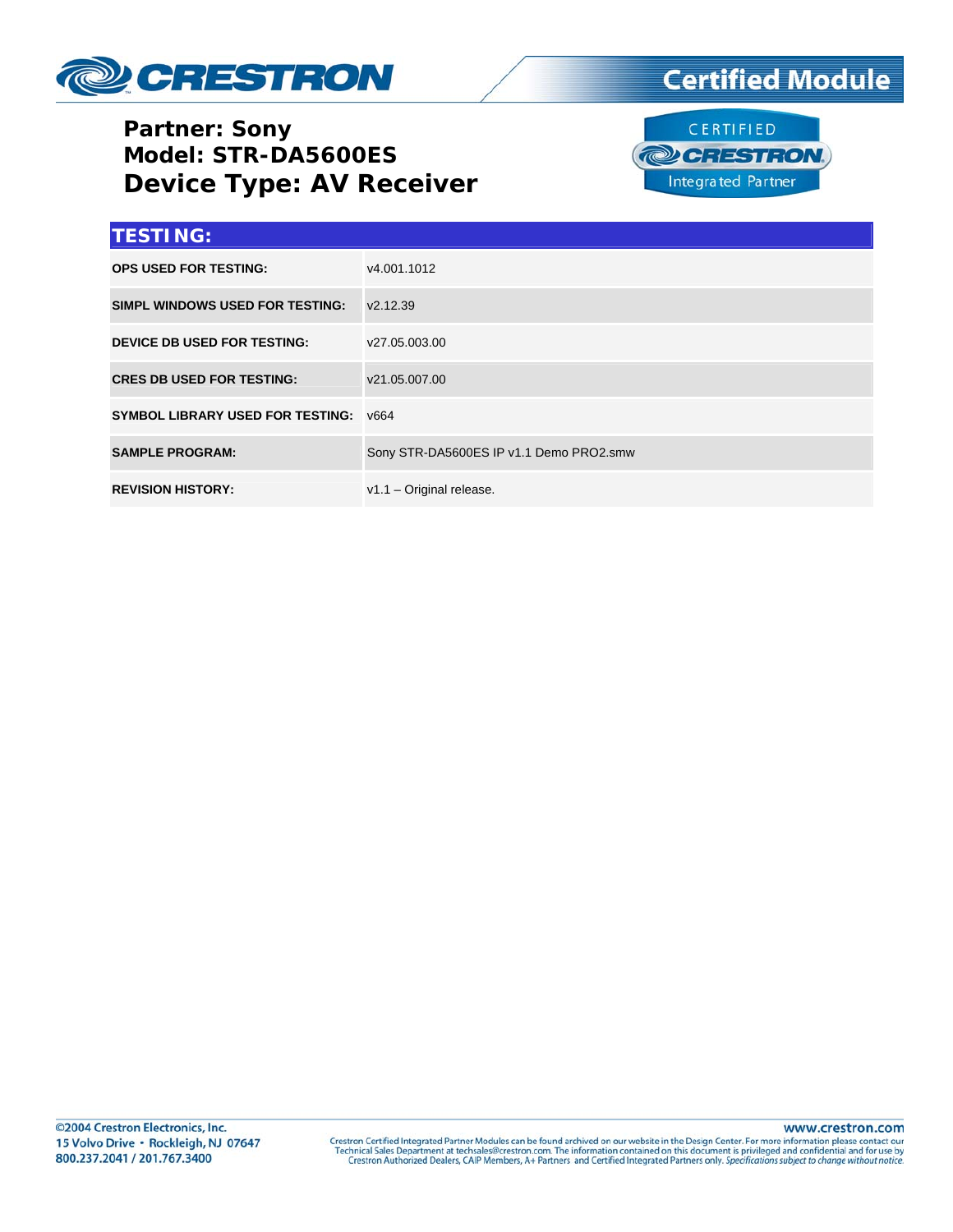**Partner: Sony**
**Model: STR-DA5600ES**
**Device Type: AV Receiver**

## TESTING:

| | |
|---|---|
| **OPS USED FOR TESTING:** | v4.001.1012 |
| **SIMPL WINDOWS USED FOR TESTING:** | v2.12.39 |
| **DEVICE DB USED FOR TESTING:** | v27.05.003.00 |
| **CRES DB USED FOR TESTING:** | v21.05.007.00 |
| **SYMBOL LIBRARY USED FOR TESTING:** | v664 |
| **SAMPLE PROGRAM:** | Sony STR-DA5600ES IP v1.1 Demo PRO2.smw |
| **REVISION HISTORY:** | v1.1 – Original release. |